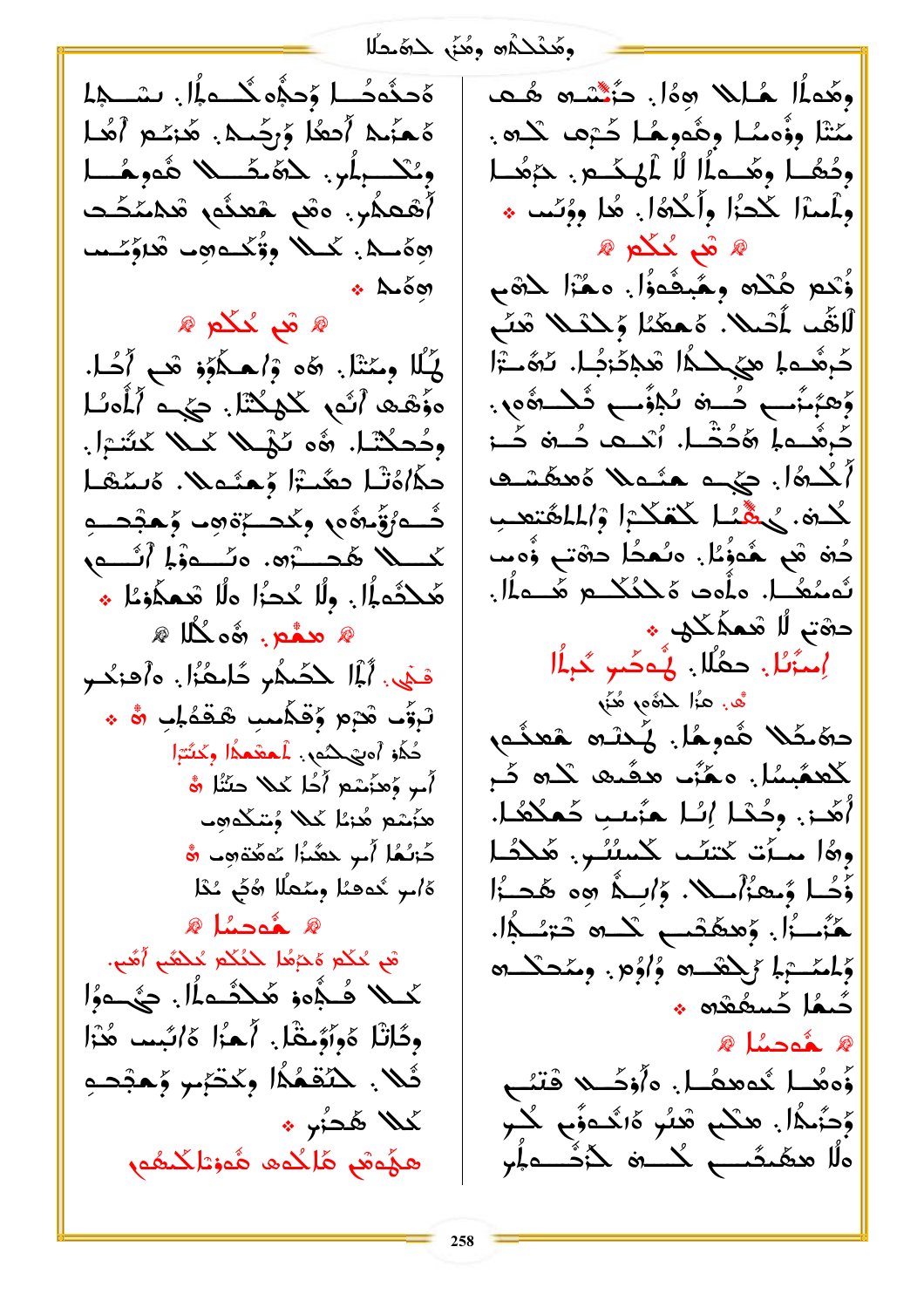وِهُمَاُا هُـاِلا هِهُا. حَنِّسْـه هُـڡ مَنْا ؤْهِمُـا وِهُمِمُـا كَـٰٓرِه ݢْـه. وِحُهُـا وِهُمَـاُا لُا أَلُهِـكَّـمِ. حَرِهُـا وِلْمِـُرْا كَـحِرُا وِأَكُهُا. هُا وِؤُهُـ ܀

܀ هْمِ حُكْمِ ܀

وُكْمِ هُكْه وِهُبِفُّهِوُا. هُمَّرْا كَهْمِ لُاقِّـڡ لَأْحَـلا. هُمَحْمُا وِحْكْمِـلا هْنَّـ كَرِهُـهِ لِمِ هِيِّحِـكْمَا هْمِكْوَحِـلا. حُهُـ اَرْا وِهِمَرِّمِـ حُـه ݣْلِؤُمِـ هُـكْهُه. كَرِهُـهِ لِمِ هُحُشْلِـا. أَحَـمِ حُـه حَـرْ أَكْـهُا. حِيِّـهِ هِنْـهِلا هِهِهَٰـهِـ كُـهْ. حُهُـمُـا كَهْكُـرْا وْاِلْاهُتَعِـم حُهْ هْمِ هُهِوُمُا. هِنُمُّا حِهُتِـ فُهِمـ نُمُنُـا. هِلْهُ هُـكُـكْـمِ هُـعُمِـلا. حِهْتِـ لُا هْمَكْـكْـهْ ܀

إِمِنُرُنُا. حِقُلُا. بُهحُمِ كُرِبُا

هْـ. هِرْا كُهُه هُنَّه

حِهْـكُلا هُهِـمُا. لِحُنّهِ هَعِدُّهِ كْهُهُمُنُا. هِمَّرْ هِهُمِـهِ كُـه حَـرْ أُهَّـرْ. وِحُكْـلا إِنُـا هِنْمِـم حُمْكُلُا. هِهُا مُـاَتْ كَتِنُـڡ كُسِنُـهِ. هُكْـلُا وَُحْـلا وِهِمُّاأُمـلا. وِاِمَـهِ هِه هُحِـرُا هِنّـرْا. وِهِهْكُمِـ لْـه حِتِـنُـهُا. وِلْمَـبْـرِ لِم رَكِهْـه وْاِوْم. وِمَّحْـلْـه حُمُا حُسِمُهُّه ܀

܀ هُمِحِسُا ܀

وُهُمَا حُهِمُـا. هِأْوْحَـلا فْتِـ وِحَرِهُا. هِكْمِ هُنُو هْاِحْـهِوُمِ كُـهِ هِلُا هِمُحِثّـم كُـه كَزْهُـهْاِهِ

هْحُمِّهُـا وِحِحُهُ كُـمِهُا. وِحُـلا وِحِرْهِ كُـمُـاُا. حِسّـها هِمُنِّمِ اُهُا وُوِحُـهِ. هُهِمِـا أَهُهُـا وُمْكَ هُمِـم هُكُـا. ܐِ هِهُهِـرُا. حُهُـمُّـم هُنْمِـمِـ هُهِـمُّـا هِهِ هُهِـمِـ. هِهِـلا. كُـلا وِثَمُـهِهِـم هُمِلـرِهِمِـم هِهُـلا ܀

܀ هْمِ حُكْمِ ܀

لِمُلا وِمِنَا. هُه وْاِحُلُهُو هْمِ أَحُـا. هِهُهِـ أَتُه كَكُكْلُا. حِيِّـهِ أَلُهَـنُـا وِحُحِكْلُا. هُه نُهْـلا كُـلا كَتَّـرُا. حِكُّاُهُّا حِمُـرُا وِحِمُـهِلا. هِمُنْـمُّـا قُـهُرُوُهِمُـه وِكُحِـرُهُهِـه وِحِبْحِـه كُـلا هُحِـرُهِ. هِنَـهُوْلُا أَتْـهِ هُكُتُهِـا. لِلا حُـرُا هِلا هُمَكُوِمُا ܀

܀ هِمُهِ. هُهِ كُلا ܀

فْهِ. أَبُا كَحُـمِهِ كُاحُرُا. هِأْهِرُكْرِ لُرِهُ هُرِمِ وِفُحْمِحِـم هُقُهُمِـ هْ ܀

حُهُو أُهِيُّـكْـهِـه. لْحُمِـمُا وِكْتْـرُا

أَمِر وِهُرَٰمِ أَحُا كُـلا حِتْكُا هْ

هُرِمِ هُرِمُا كُـلا وُمِكُلُهِـه

حُرِمُا أَمِر حِحَّمُرُا حُهَٰحَهِـه هْ

هُاِمِ حُهِمُـا وِمَحُلُا هُهِ حُكُا

܀ هُمِحِسُا ܀

هْمِ حُكْمِ هُحِرُهُا كُـكْكْمِ حُكْمِـ أُهُمِ.

كُـلا فُـهُـه هُكْحُّمُـاُا. حِيُـهُوُا وِكُاُمُا هُاوِوُهْكُا. أَهِرُا هُاِنُمِـم هُرُا حُلا. كُرِهُـعُّـا وِكِحِبُـمِ وِحِبُحِـه كُـلا هُحِـرُهِ ܀

هِهُمِّهُ هُاِكُمِهُ هُهِوُكَاكُلُهُه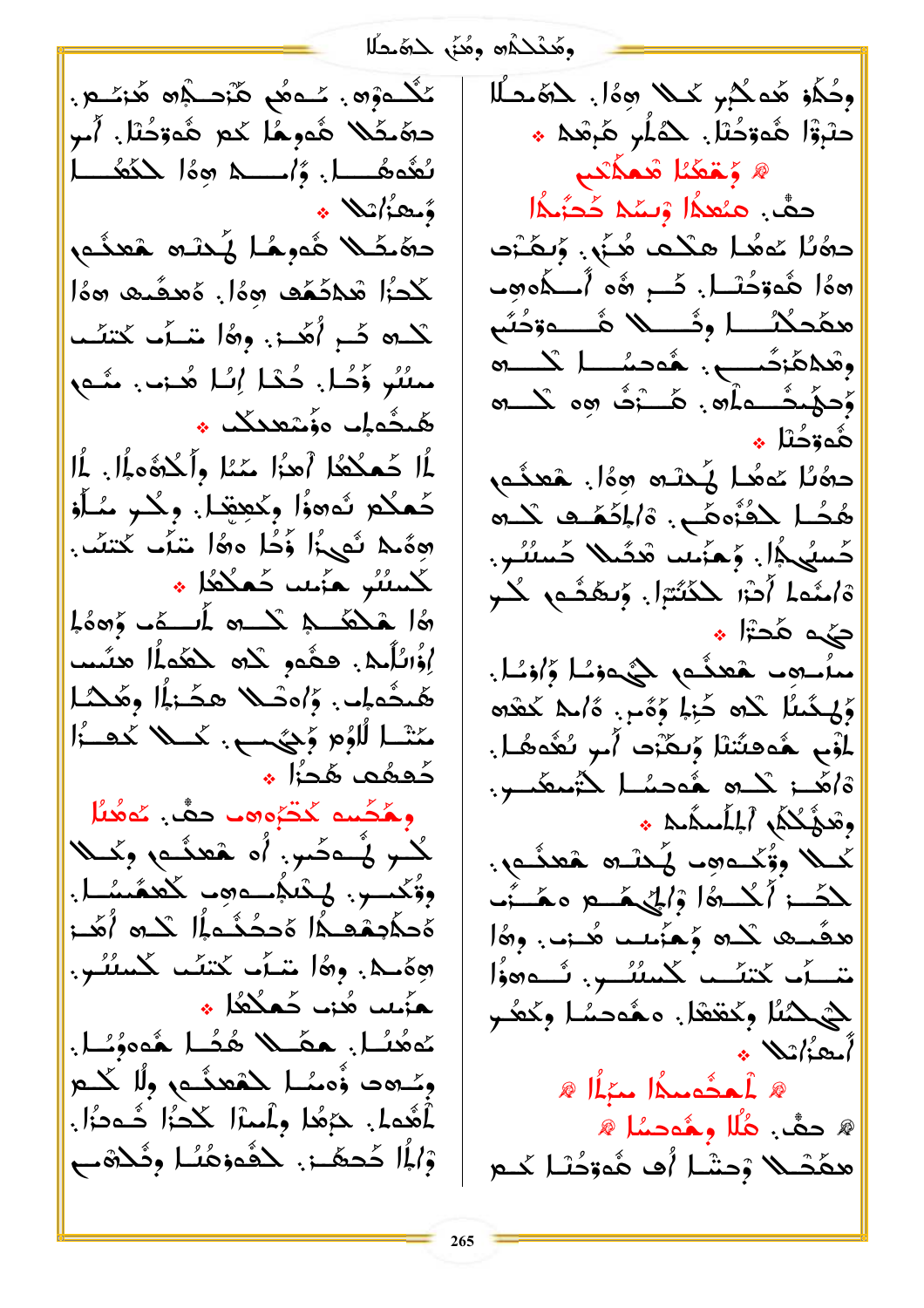وِكُلُو هُدكُبِ كَمِلا هِوُا. لِحَمَّحلَا حَبَّوُا هُوتِكُتِلا. لِحَلُبِ هَرِقَمِ ܀

܀ وَقْعَكِلا هَمكَلَمَّب

حَڤْ. هَنُعُدُلا وَتَسَّلا كُحَزَّنُدُلا

دَهُلا تُدمُلا هِكُلُف هُنَّى. وَنِكُتِوه هِوُا هُوتِكُتِلا. كَب هُه أَسَلَّدُهِب هَدَّحكُلُا وِقَلا هُوتِكَّي وِهُدكَزَكَّنِب. هُدِسُلا كَلُه وَحكُدُعُدُهِ. هَنِهِ هِه كَلُه هُوتِكُلا ܀

دَهُلا تُدمُلا لَّحَنُه هِوُا. هُعنُدُه هُنُلا كُفُوهَّي. هُلُمُلا هُلُمُلا كَنَّسه كَشِكُلا. وَهِنَبِ هُدَّك كُسلِنِب. هَلِمُلا أَحِرَا كَكَتِزُا. وَتِكَدُه كُلِب حَبُه هُحَرُا ܀

مِلْتَعُد هُعنُدُه كَبَدُنُا وَاوُلا. وَلِهِكُلا كَلُه كَبُلا وَهُمِ. هُلُعُ كَعَدُه لَقُوُم هُدهِنَتُلا وَتِكُدُب أَسِ تُعُدُهُلا. هُلُمَد كَلُه هُدحِسُلا كَتَنِكَبِ. وِهِكُلُكُلَا كُلِيلِكَنُه ܀

كُلا وِكُدُهِب لَحَنُه هُعنُدُه. كَكِبَ لَكُلا هِوُا وِإلكُمُهُ هَكُنِّب. هَصَّى كَلُه وَحِنَنِب هُذِب. وِهُوا مَنَهُ كَمَنِّب كَسلِنُو. فُهَدَوْا كَحَكَسُلا وِكْعُقِلا. هُهُدِسُلا وِكَعُو أَسِعَوِلا ܀

܀ لَحُدُسدُلا هِزِلا ܀

܀ حَڤْ. هُلَا وِهُدِسُلا ܀

هَكْحَك وَحَتُلا أَف هُوتِكُلا كَمِ

كُلُدَوْه. كَنْهِكُ هُنْدِكُرُه هُنَّىمِ. دَهَّكُك هُدوِهُلا كَمِ هُدوِكُلا. أَسِ تُعُدُهُلا. وَاسِه هِوُا كَكُحَكُلا وَتَعِوْالِكُلا ܀

دَهَّكُك هُدوِهُلا لَحَنُه هَعنُدُه كَحِرُا هَكِلَكُهُ هِوُا. هَعِمَّه هِوُا كَلُه كَب أُهَّى. وِهِ مَنَهُ كَكَنِّب مِسلُنُو وَكُلا. كُكُلا إِنُا هُنُى. هَنُدِه هُكُدُولُلا وِوَّمِعُكُلُكُك ܀

أَلا كَحَلْلُعُلا أَحِرَا هَنَبُلا وَأَلْكُحَدُه إِلا. أَلا كَحكُلِم تُدُوُا وِكَحُكِتُلا. وِكُلِب هَنُلا هُوَّك تُدُّا كُوا هِوُا مَنَهُ كَتَنِكَبِ. كَسلِنُو هَنَبِ كَحَكُلُعُلا ܀

هُا هَكَكَّب كَلُه أَلِمَك وَهُوْ. إِوْلِكُلْمُلا. هَعُدُه كَلُه كَعْدُلا هَنَبِ هَنُدُه إِلا. وَاهُنْكِك هِكَوُا إِلا وِهُكُلا كَتَلا لْلِهُم وَحُحَنب. كَلُلا كَهُهُلا كَحُدُه هُكِرُا ܀

وِهُكُبِه كُكَّبِه هِب حَڤْ. تُدمُلا

كَكِب لَحَمُكِبِ. أَو هَعنُدُه وِكُلا وِوُكُبُو. لِكَنِلَسُعِب كَحكَسُلا. هَحكُدِهِكُلا هُحُدُكَ إِلا كَلُه أُهَّى هِهَكَ. وِهِوا مَنَهُ كَتَنِكَبِ كَسلِنُو. هَنُو هُذِب كَحَكُلُعُلا ܀

تُدمُلا. هَحَكُلا هُكُلا هُدوِنُلا. وِكِرُه وِهُدُلا كَحعنُدُه وِلا كَلِم أُكَعَدُلا. حَمِلُا وِلَمِدُا كَكُحِرُا حُدِرُا. وَإِلا كَحكُكِت. كَفُوهُنُلا وِفَكُفُوب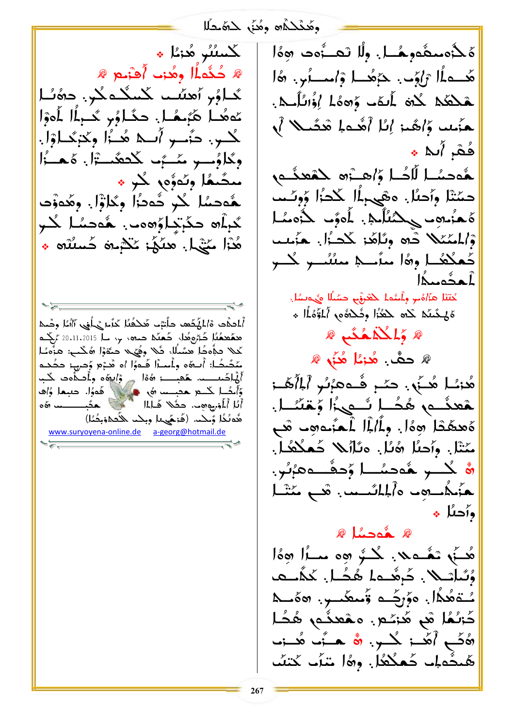ܕܐܬܡܣܡܟܘܗܝ. ܘܠܐ ܬܥܪܘܩ ܗܘܐ
ܡܢ ܗܠܐ ܐܪܥܐ. ܒܪܡܫܐ ܕܐܡܬܝ. ܗܘ
ܡܠܟܐ ܠܗ ܠܡܢ ܕܗܘܐ ܐܦܠܐ.
ܚܙܝܢ ܕܐܡܪ ܐܢܐ ܐܠܦܝܐ ܩܕܡܝܐ ܠܝ
ܦܬܝ ܐܢܐ ܀

ܩܘܡܐ ܠܐܒܐ ܕܐܘܪܗܝ ܠܡܫܡܥܗ
ܡܠܬܐ ܕܐܬܐ. ܘܡܫܝܚܐ ܠܟܠܗ ܕܥܒܕ
ܕܐܝܬܘܗܝ ܒܠܫܢܐ. ܐܦܢ ܠܪܘܡܐ
ܕܐܬܐ ܕܗܘ ܘܢܠܘܟ ܠܥܠܡܐ. ܚܙܝܢ
ܕܡܠܟܐ ܗܘܐ ܡܢܗ ܡܫܝܚܐ ܠܟܠ
ܠܡܫܘܚܬܐ

ܟܬܒܐ ܗܪܟܐ ܘܐܝܬܘܗܝ ܠܚܝܘܬܐ ܕܚܝܠܐ ܕܩܘܡܐ.
ܕܐܬܟܬܒ ܠܗ ܠܡܪܐ ܘܩܕܡܘܗܝ ܠܐܒܗܐ ܀

## ܘܐܠܟܣܢܕܪ

## ܚܕ. ܡܢܐ ܡܢܢ

ܡܢܐ ܡܢܢ. ܕܡܢ ܦܘܪܫܢܐ ܐܠܐܗܐ
ܡܫܡܥܢ ܡܠܟܐ ܢܘܪܐ ܘܡܫܝܚܐ.
ܕܡܫܡܫ ܗܘܐ. ܘܐܠܐܗܐ ܠܡܢܘܗܝ ܡܢ
ܡܠܬܐ. ܘܐܚܕܐ ܗܘܐ. ܘܢܠܘܟ ܠܥܠܡܐ.
ܗ ܠܟܠ ܩܘܡܐ ܕܦܘܪܫܢܐ.
ܡܢܐܠܗܘܢ ܕܐܬܐܢܝܢ. ܡܢ ܡܠܬܐ
ܘܐܚܕܐ ܀

## ܩܘܡܐ

ܡܢܢ ܩܘܡܐ. ܠܟܠ ܗܘ ܡܠܐ ܗܘܐ
ܘܢܬܠܘܟ. ܕܪܘܡܐ ܡܠܟܐ. ܠܟܠܡܢ
ܫܘܒܚܐ. ܘܡܪܢ ܕܡܫܝܚ. ܗܘܐ
ܕܢܘܪܐ ܡܢ ܡܢܝܢ. ܘܡܫܡܫܐ ܡܠܟܐ
ܗܘܐ ܐܡܪ ܠܟܠ. ܗ ܡܢܢ ܡܢܢ
ܡܫܘܚܬܐ ܠܥܠܡܐ. ܘܗܘ ܡܠܟܐ ܟܠܢ

ܠܡܫܝܚܐ ܡܠܟܐ ܀

## ܦܘܪܫܢܐ ܘܡܢܢ ܐܦܪܝܡ

ܠܡܠܟܐ ܐܡܪܢ ܠܡܫܡܫܐ ܠܟܠ. ܕܗܘܢܐ
ܠܡܘܢܐ ܡܫܡܫܢܐ. ܒܡܠܟܐ ܠܟܠ ܠܐܡܪܐ
ܠܟܠ. ܕܡܢ ܐܢܐ ܗܘܐ ܘܡܫܝܚܐ.
ܘܡܠܟܐ ܡܢ ܐܦ ܗܘܐ ܠܡܫܝܚܘܬܐ. ܘܡܫܡܫ
ܡܫܝܚܐ ܠܟܠ ܕܡܢܐ ܘܡܠܟܐ. ܩܘܡܐ ܠܟܠ
ܡܢܐ ܡܫܝܚܐ. ܡܢܢ ܡܠܟܐ ܕܡܢܢ ܀

ܐܠܦܝܢ ܕܐܬܦܪܫ ܒܐܠܦܝܐ ܡܠܟܐ ܠܗ ܐܚܐ ܕܡܢܗ
ܡܫܡܫܢܐ ܕܐܬܟܬܒ. ܕܡܠܟܐ ܡܢܗ. ܒ ܠ 20.11.2015 ܠܟܠ
ܠܟܠ ܕܦܘܪܫܢܐ ܡܫܡܫܐ. ܠܐ ܘܡܢܗ ܡܫܡܫܐ ܗܘܐ: ܡܠܟܐ
ܡܫܡܫܐ: ܐܡܪܗ ܘܐܡܪܐ ܗܘܐ ܐܘ ܡܢܝܢ ܘܡܢ ܡܫܝܚܐ
ܐܠܦܝܐ. ܡܫܡܫ ܗܘܐ ܘܐܡܪܗ ܘܐܠܦܝܢ ܠܟܠ
ܘܐܡܪܐ ܠܟܠ ܡܫܡܫ ܗ ܗܘܐ. ܡܢܗܝܢ ܐܦ
ܐܢܐ ܐܠܦܝܢܐ. ܒܠܟ ܗܘܐ ܡܫܡܫ ܗܘ
ܗܘܢܐ ܘܡܢ. (ܡܫܡܫܐ ܘܡܢ ܠܡܫܡܫܐ)

www.suryoyena-online.de a-georg@hotmail.de